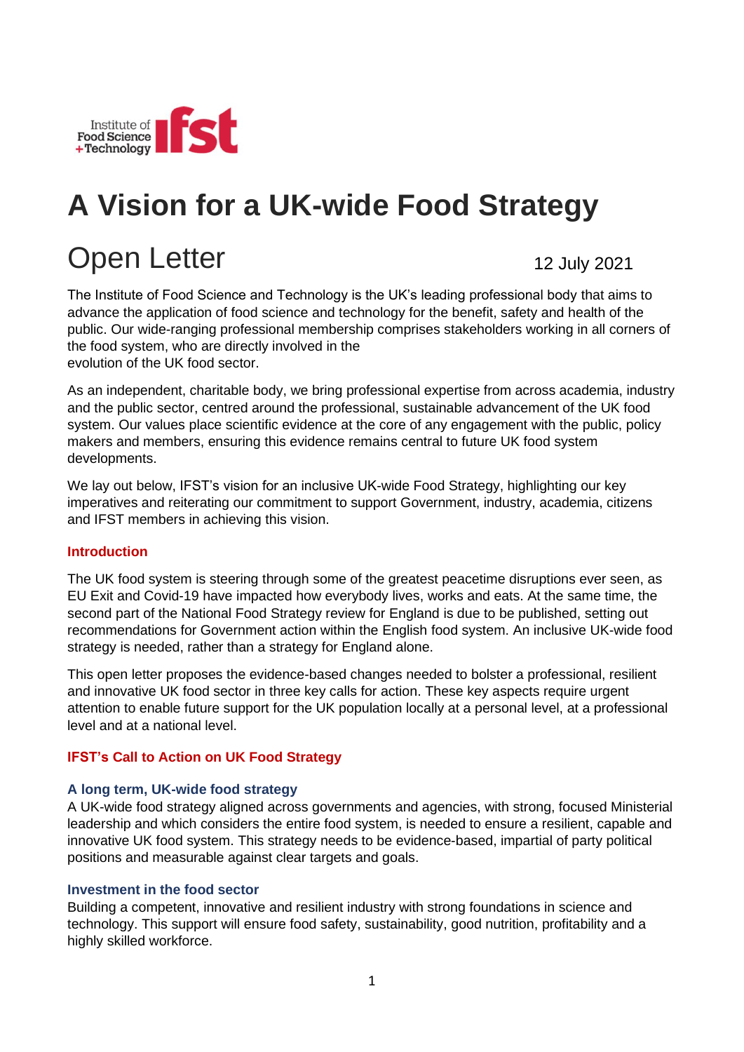# A Vision for a UK-wide Food Strategy

## Open Letter

12 July 2021

The Institute of Food Science and Technology is the UK's leading professional body that aims to advance the application of food science and technology for the benefit, safety and health of the public. Our wide-ranging professional membership comprises stakeholders working in all corners of the food system, who are directly involved in the evolution of the UK food sector.

As an independent, charitable body, we bring professional expertise from across academia, industry and the public sector, centred around the professional, sustainable advancement of the UK food system. Our values place scientific evidence at the core of any engagement with the public, policy makers and members, ensuring this evidence remains central to future UK food system developments.

We lay out below, IFST's vision for an inclusive UK-wide Food Strategy, highlighting our key imperatives and reiterating our commitment to support Government, industry, academia, citizens and IFST members in achieving this vision.

### Introduction

The UK food system is steering through some of the greatest peacetime disruptions ever seen, as EU Exit and Covid-19 have impacted how everybody lives, works and eats. At the same time, the second part of the National Food Strategy review for England is due to be published, setting out recommendations for Government action within the English food system. An inclusive UK-wide food strategy is needed, rather than a strategy for England alone.

This open letter proposes the evidence-based changes needed to bolster a professional, resilient and innovative UK food sector in three key calls for action. These key aspects require urgent attention to enable future support for the UK population locally at a personal level, at a professional level and at a national level.

### IFST's Call to Action on UK Food Strategy

#### A long term, UK-wide food strategy

A UK-wide food strategy aligned across governments and agencies, with strong, focused Ministerial leadership and which considers the entire food system, is needed to ensure a resilient, capable and innovative UK food system. This strategy needs to be evidence-based, impartial of party political positions and measurable against clear targets and goals.

#### Investment in the food sector

Building a competent, innovative and resilient industry with strong foundations in science and technology. This support will ensure food safety, sustainability, good nutrition, profitability and a highly skilled workforce.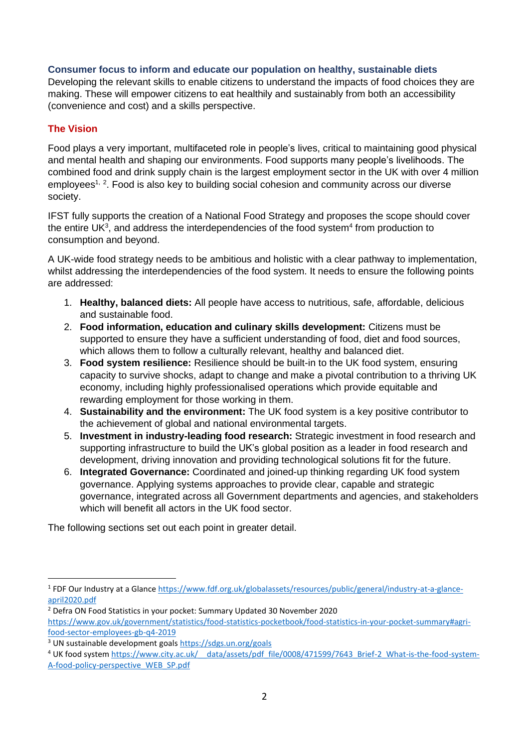### Consumer focus to inform and educate our population on healthy, sustainable diets

Developing the relevant skills to enable citizens to understand the impacts of food choices they are making. These will empower citizens to eat healthily and sustainably from both an accessibility (convenience and cost) and a skills perspective.

## The Vision

Food plays a very important, multifaceted role in people's lives, critical to maintaining good physical and mental health and shaping our environments. Food supports many people's livelihoods. The combined food and drink supply chain is the largest employment sector in the UK with over 4 million employees[1, 2]. Food is also key to building social cohesion and community across our diverse society.

IFST fully supports the creation of a National Food Strategy and proposes the scope should cover the entire UK[3], and address the interdependencies of the food system[4] from production to consumption and beyond.

A UK-wide food strategy needs to be ambitious and holistic with a clear pathway to implementation, whilst addressing the interdependencies of the food system. It needs to ensure the following points are addressed:

1. **Healthy, balanced diets:** All people have access to nutritious, safe, affordable, delicious and sustainable food.
2. **Food information, education and culinary skills development:** Citizens must be supported to ensure they have a sufficient understanding of food, diet and food sources, which allows them to follow a culturally relevant, healthy and balanced diet.
3. **Food system resilience:** Resilience should be built-in to the UK food system, ensuring capacity to survive shocks, adapt to change and make a pivotal contribution to a thriving UK economy, including highly professionalised operations which provide equitable and rewarding employment for those working in them.
4. **Sustainability and the environment:** The UK food system is a key positive contributor to the achievement of global and national environmental targets.
5. **Investment in industry-leading food research:** Strategic investment in food research and supporting infrastructure to build the UK's global position as a leader in food research and development, driving innovation and providing technological solutions fit for the future.
6. **Integrated Governance:** Coordinated and joined-up thinking regarding UK food system governance. Applying systems approaches to provide clear, capable and strategic governance, integrated across all Government departments and agencies, and stakeholders which will benefit all actors in the UK food sector.

The following sections set out each point in greater detail.

---

[1] FDF Our Industry at a Glance https://www.fdf.org.uk/globalassets/resources/public/general/industry-at-a-glance-april2020.pdf

[2] Defra ON Food Statistics in your pocket: Summary Updated 30 November 2020 https://www.gov.uk/government/statistics/food-statistics-pocketbook/food-statistics-in-your-pocket-summary#agri-food-sector-employees-gb-q4-2019

[3] UN sustainable development goals https://sdgs.un.org/goals

[4] UK food system https://www.city.ac.uk/__data/assets/pdf_file/0008/471599/7643_Brief-2_What-is-the-food-system-A-food-policy-perspective_WEB_SP.pdf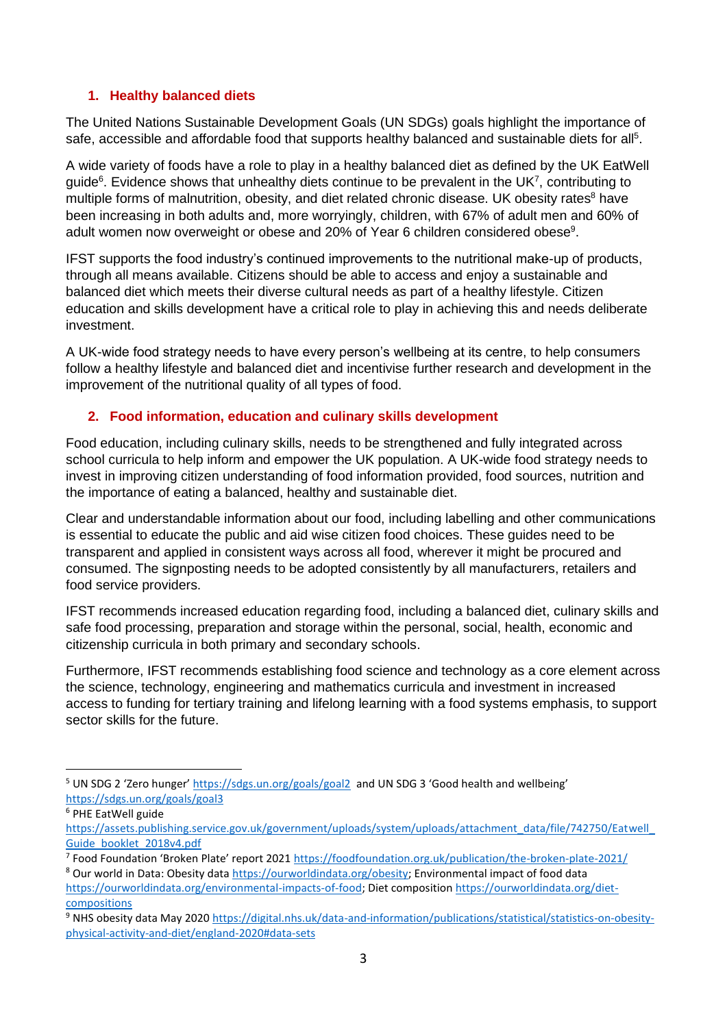## 1. Healthy balanced diets

The United Nations Sustainable Development Goals (UN SDGs) goals highlight the importance of safe, accessible and affordable food that supports healthy balanced and sustainable diets for all[5].

A wide variety of foods have a role to play in a healthy balanced diet as defined by the UK EatWell guide[6]. Evidence shows that unhealthy diets continue to be prevalent in the UK[7], contributing to multiple forms of malnutrition, obesity, and diet related chronic disease. UK obesity rates[8] have been increasing in both adults and, more worryingly, children, with 67% of adult men and 60% of adult women now overweight or obese and 20% of Year 6 children considered obese[9].

IFST supports the food industry's continued improvements to the nutritional make-up of products, through all means available. Citizens should be able to access and enjoy a sustainable and balanced diet which meets their diverse cultural needs as part of a healthy lifestyle. Citizen education and skills development have a critical role to play in achieving this and needs deliberate investment.

A UK-wide food strategy needs to have every person's wellbeing at its centre, to help consumers follow a healthy lifestyle and balanced diet and incentivise further research and development in the improvement of the nutritional quality of all types of food.

## 2. Food information, education and culinary skills development

Food education, including culinary skills, needs to be strengthened and fully integrated across school curricula to help inform and empower the UK population. A UK-wide food strategy needs to invest in improving citizen understanding of food information provided, food sources, nutrition and the importance of eating a balanced, healthy and sustainable diet.

Clear and understandable information about our food, including labelling and other communications is essential to educate the public and aid wise citizen food choices. These guides need to be transparent and applied in consistent ways across all food, wherever it might be procured and consumed. The signposting needs to be adopted consistently by all manufacturers, retailers and food service providers.

IFST recommends increased education regarding food, including a balanced diet, culinary skills and safe food processing, preparation and storage within the personal, social, health, economic and citizenship curricula in both primary and secondary schools.

Furthermore, IFST recommends establishing food science and technology as a core element across the science, technology, engineering and mathematics curricula and investment in increased access to funding for tertiary training and lifelong learning with a food systems emphasis, to support sector skills for the future.

---

[5] UN SDG 2 'Zero hunger' https://sdgs.un.org/goals/goal2 and UN SDG 3 'Good health and wellbeing' https://sdgs.un.org/goals/goal3

[6] PHE EatWell guide https://assets.publishing.service.gov.uk/government/uploads/system/uploads/attachment_data/file/742750/Eatwell_Guide_booklet_2018v4.pdf

[7] Food Foundation 'Broken Plate' report 2021 https://foodfoundation.org.uk/publication/the-broken-plate-2021/

[8] Our world in Data: Obesity data https://ourworldindata.org/obesity; Environmental impact of food data https://ourworldindata.org/environmental-impacts-of-food; Diet composition https://ourworldindata.org/diet-compositions

[9] NHS obesity data May 2020 https://digital.nhs.uk/data-and-information/publications/statistical/statistics-on-obesity-physical-activity-and-diet/england-2020#data-sets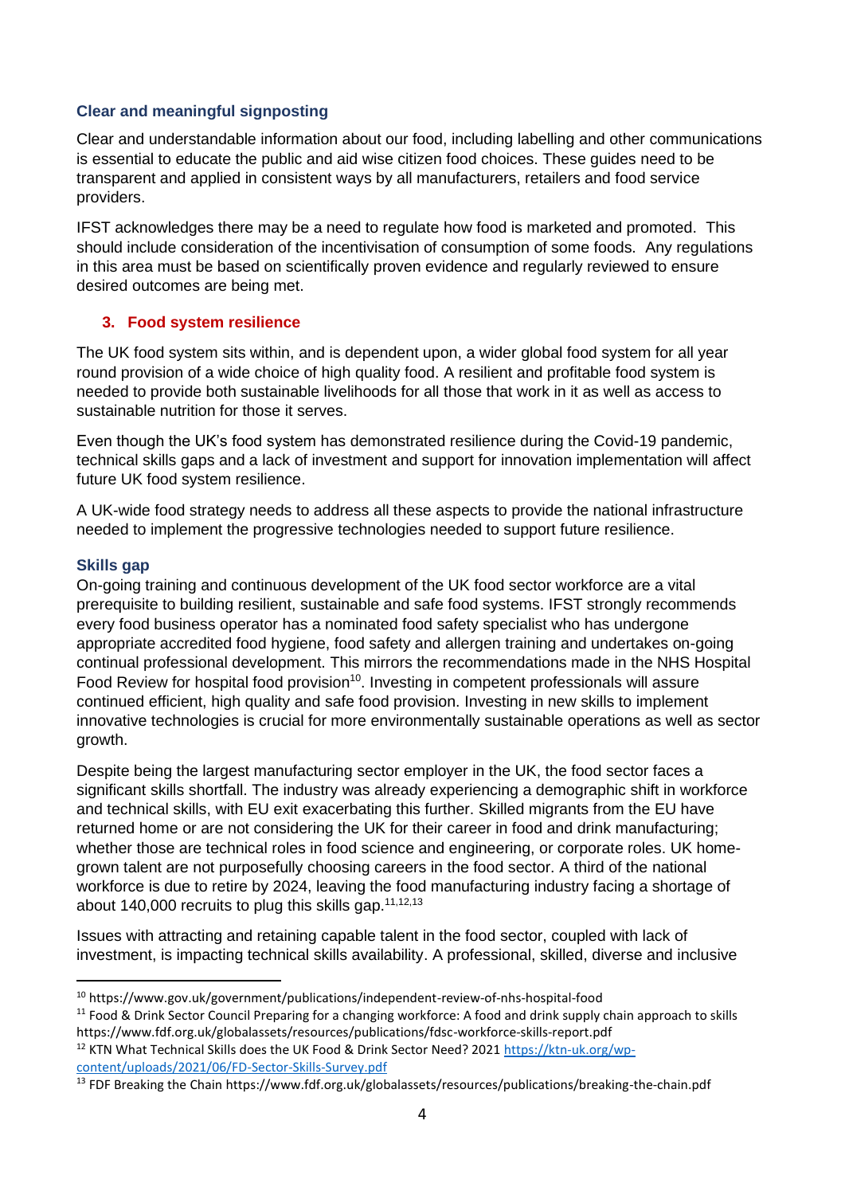### Clear and meaningful signposting

Clear and understandable information about our food, including labelling and other communications is essential to educate the public and aid wise citizen food choices. These guides need to be transparent and applied in consistent ways by all manufacturers, retailers and food service providers.

IFST acknowledges there may be a need to regulate how food is marketed and promoted. This should include consideration of the incentivisation of consumption of some foods. Any regulations in this area must be based on scientifically proven evidence and regularly reviewed to ensure desired outcomes are being met.

## 3. Food system resilience

The UK food system sits within, and is dependent upon, a wider global food system for all year round provision of a wide choice of high quality food. A resilient and profitable food system is needed to provide both sustainable livelihoods for all those that work in it as well as access to sustainable nutrition for those it serves.

Even though the UK's food system has demonstrated resilience during the Covid-19 pandemic, technical skills gaps and a lack of investment and support for innovation implementation will affect future UK food system resilience.

A UK-wide food strategy needs to address all these aspects to provide the national infrastructure needed to implement the progressive technologies needed to support future resilience.

### Skills gap

On-going training and continuous development of the UK food sector workforce are a vital prerequisite to building resilient, sustainable and safe food systems. IFST strongly recommends every food business operator has a nominated food safety specialist who has undergone appropriate accredited food hygiene, food safety and allergen training and undertakes on-going continual professional development. This mirrors the recommendations made in the NHS Hospital Food Review for hospital food provision[10]. Investing in competent professionals will assure continued efficient, high quality and safe food provision. Investing in new skills to implement innovative technologies is crucial for more environmentally sustainable operations as well as sector growth.

Despite being the largest manufacturing sector employer in the UK, the food sector faces a significant skills shortfall. The industry was already experiencing a demographic shift in workforce and technical skills, with EU exit exacerbating this further. Skilled migrants from the EU have returned home or are not considering the UK for their career in food and drink manufacturing; whether those are technical roles in food science and engineering, or corporate roles. UK home-grown talent are not purposefully choosing careers in the food sector. A third of the national workforce is due to retire by 2024, leaving the food manufacturing industry facing a shortage of about 140,000 recruits to plug this skills gap.[11,12,13]

Issues with attracting and retaining capable talent in the food sector, coupled with lack of investment, is impacting technical skills availability. A professional, skilled, diverse and inclusive

---

[10] https://www.gov.uk/government/publications/independent-review-of-nhs-hospital-food

[11] Food & Drink Sector Council Preparing for a changing workforce: A food and drink supply chain approach to skills https://www.fdf.org.uk/globalassets/resources/publications/fdsc-workforce-skills-report.pdf

[12] KTN What Technical Skills does the UK Food & Drink Sector Need? 2021 https://ktn-uk.org/wp-content/uploads/2021/06/FD-Sector-Skills-Survey.pdf

[13] FDF Breaking the Chain https://www.fdf.org.uk/globalassets/resources/publications/breaking-the-chain.pdf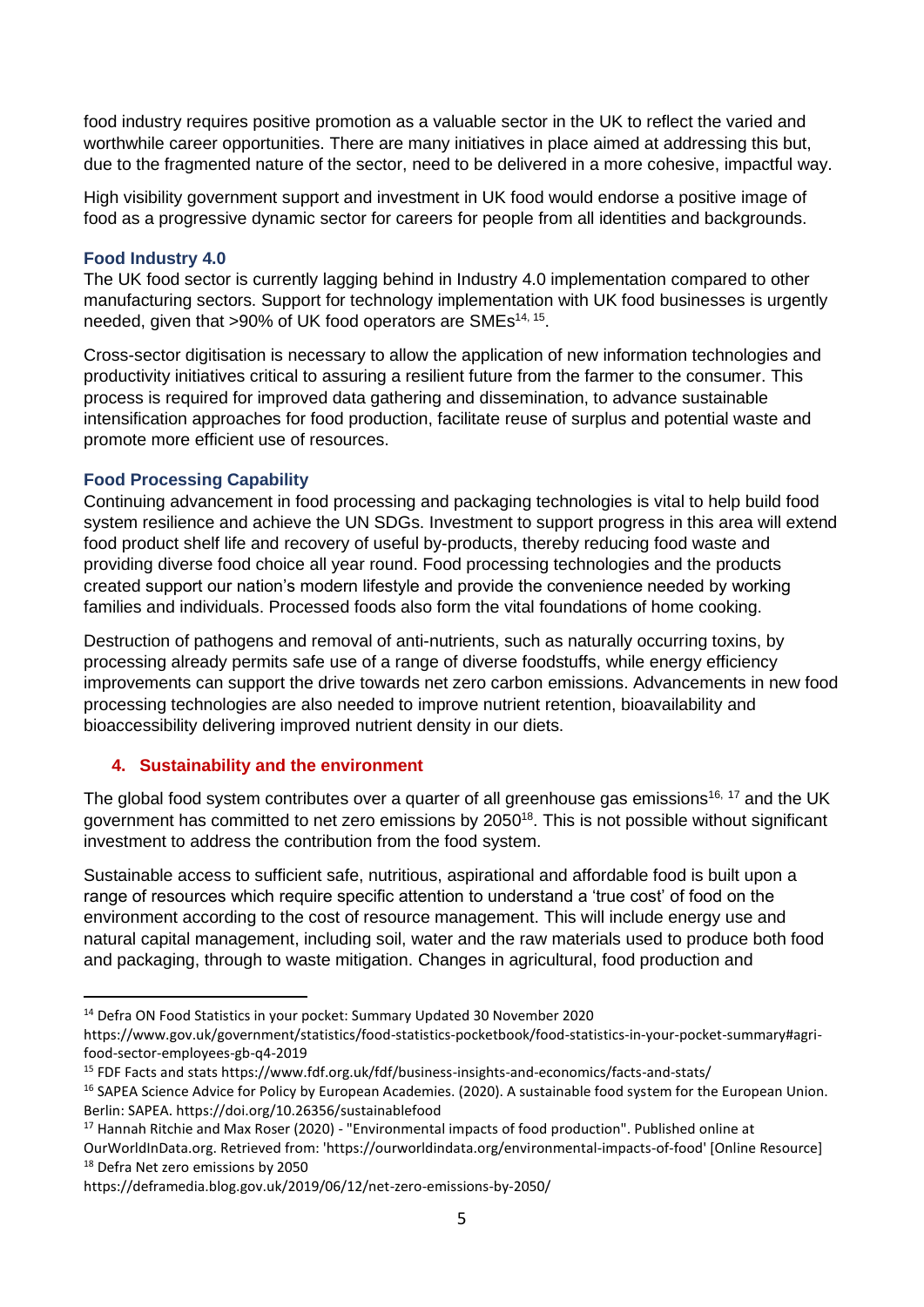food industry requires positive promotion as a valuable sector in the UK to reflect the varied and worthwhile career opportunities. There are many initiatives in place aimed at addressing this but, due to the fragmented nature of the sector, need to be delivered in a more cohesive, impactful way.

High visibility government support and investment in UK food would endorse a positive image of food as a progressive dynamic sector for careers for people from all identities and backgrounds.

### Food Industry 4.0

The UK food sector is currently lagging behind in Industry 4.0 implementation compared to other manufacturing sectors. Support for technology implementation with UK food businesses is urgently needed, given that >90% of UK food operators are SMEs[14, 15].

Cross-sector digitisation is necessary to allow the application of new information technologies and productivity initiatives critical to assuring a resilient future from the farmer to the consumer. This process is required for improved data gathering and dissemination, to advance sustainable intensification approaches for food production, facilitate reuse of surplus and potential waste and promote more efficient use of resources.

### Food Processing Capability

Continuing advancement in food processing and packaging technologies is vital to help build food system resilience and achieve the UN SDGs. Investment to support progress in this area will extend food product shelf life and recovery of useful by-products, thereby reducing food waste and providing diverse food choice all year round. Food processing technologies and the products created support our nation's modern lifestyle and provide the convenience needed by working families and individuals. Processed foods also form the vital foundations of home cooking.

Destruction of pathogens and removal of anti-nutrients, such as naturally occurring toxins, by processing already permits safe use of a range of diverse foodstuffs, while energy efficiency improvements can support the drive towards net zero carbon emissions. Advancements in new food processing technologies are also needed to improve nutrient retention, bioavailability and bioaccessibility delivering improved nutrient density in our diets.

## 4. Sustainability and the environment

The global food system contributes over a quarter of all greenhouse gas emissions[16, 17] and the UK government has committed to net zero emissions by 2050[18]. This is not possible without significant investment to address the contribution from the food system.

Sustainable access to sufficient safe, nutritious, aspirational and affordable food is built upon a range of resources which require specific attention to understand a 'true cost' of food on the environment according to the cost of resource management. This will include energy use and natural capital management, including soil, water and the raw materials used to produce both food and packaging, through to waste mitigation. Changes in agricultural, food production and

---

[14] Defra ON Food Statistics in your pocket: Summary Updated 30 November 2020 https://www.gov.uk/government/statistics/food-statistics-pocketbook/food-statistics-in-your-pocket-summary#agri-food-sector-employees-gb-q4-2019

[15] FDF Facts and stats https://www.fdf.org.uk/fdf/business-insights-and-economics/facts-and-stats/

[16] SAPEA Science Advice for Policy by European Academies. (2020). A sustainable food system for the European Union. Berlin: SAPEA. https://doi.org/10.26356/sustainablefood

[17] Hannah Ritchie and Max Roser (2020) - "Environmental impacts of food production". Published online at OurWorldInData.org. Retrieved from: 'https://ourworldindata.org/environmental-impacts-of-food' [Online Resource]

[18] Defra Net zero emissions by 2050 https://deframedia.blog.gov.uk/2019/06/12/net-zero-emissions-by-2050/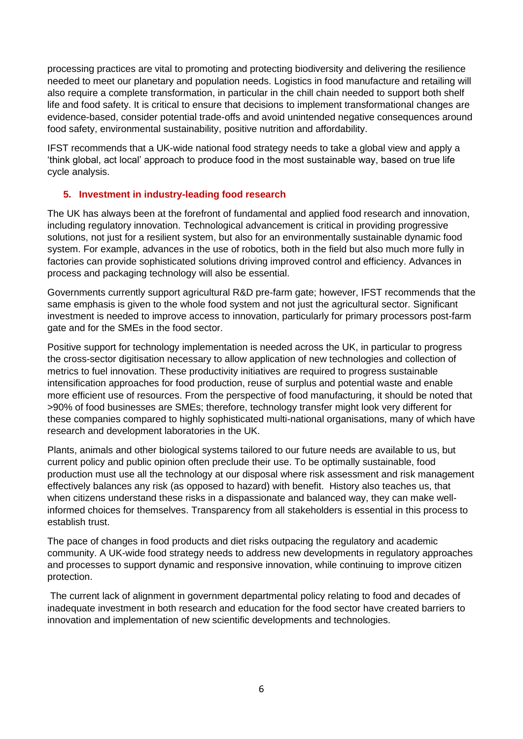processing practices are vital to promoting and protecting biodiversity and delivering the resilience needed to meet our planetary and population needs. Logistics in food manufacture and retailing will also require a complete transformation, in particular in the chill chain needed to support both shelf life and food safety. It is critical to ensure that decisions to implement transformational changes are evidence-based, consider potential trade-offs and avoid unintended negative consequences around food safety, environmental sustainability, positive nutrition and affordability.

IFST recommends that a UK-wide national food strategy needs to take a global view and apply a 'think global, act local' approach to produce food in the most sustainable way, based on true life cycle analysis.

## 5. Investment in industry-leading food research

The UK has always been at the forefront of fundamental and applied food research and innovation, including regulatory innovation. Technological advancement is critical in providing progressive solutions, not just for a resilient system, but also for an environmentally sustainable dynamic food system. For example, advances in the use of robotics, both in the field but also much more fully in factories can provide sophisticated solutions driving improved control and efficiency. Advances in process and packaging technology will also be essential.

Governments currently support agricultural R&D pre-farm gate; however, IFST recommends that the same emphasis is given to the whole food system and not just the agricultural sector. Significant investment is needed to improve access to innovation, particularly for primary processors post-farm gate and for the SMEs in the food sector.

Positive support for technology implementation is needed across the UK, in particular to progress the cross-sector digitisation necessary to allow application of new technologies and collection of metrics to fuel innovation. These productivity initiatives are required to progress sustainable intensification approaches for food production, reuse of surplus and potential waste and enable more efficient use of resources. From the perspective of food manufacturing, it should be noted that >90% of food businesses are SMEs; therefore, technology transfer might look very different for these companies compared to highly sophisticated multi-national organisations, many of which have research and development laboratories in the UK.

Plants, animals and other biological systems tailored to our future needs are available to us, but current policy and public opinion often preclude their use. To be optimally sustainable, food production must use all the technology at our disposal where risk assessment and risk management effectively balances any risk (as opposed to hazard) with benefit. History also teaches us, that when citizens understand these risks in a dispassionate and balanced way, they can make well-informed choices for themselves. Transparency from all stakeholders is essential in this process to establish trust.

The pace of changes in food products and diet risks outpacing the regulatory and academic community. A UK-wide food strategy needs to address new developments in regulatory approaches and processes to support dynamic and responsive innovation, while continuing to improve citizen protection.

The current lack of alignment in government departmental policy relating to food and decades of inadequate investment in both research and education for the food sector have created barriers to innovation and implementation of new scientific developments and technologies.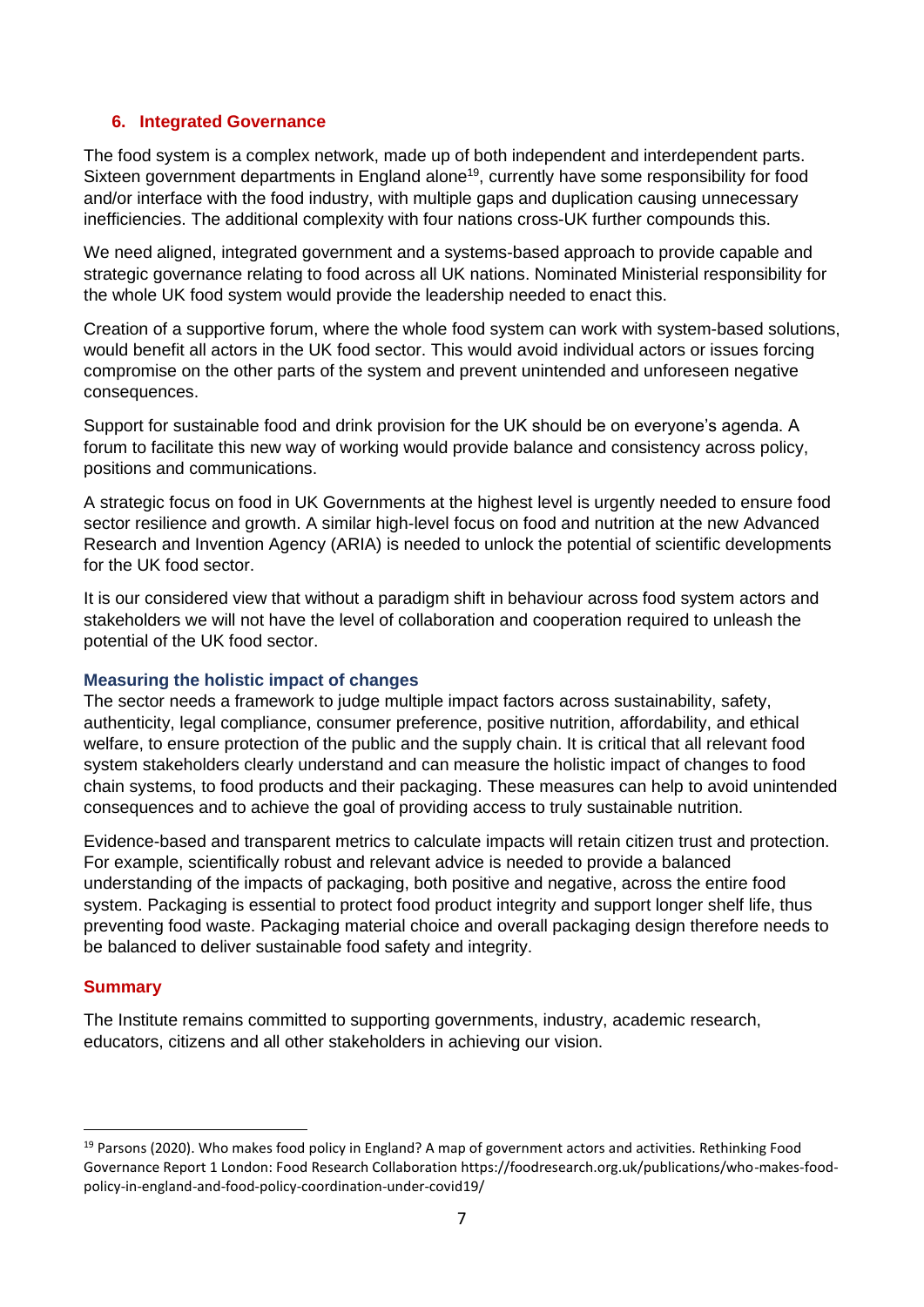## 6. Integrated Governance

The food system is a complex network, made up of both independent and interdependent parts. Sixteen government departments in England alone[19], currently have some responsibility for food and/or interface with the food industry, with multiple gaps and duplication causing unnecessary inefficiencies. The additional complexity with four nations cross-UK further compounds this.

We need aligned, integrated government and a systems-based approach to provide capable and strategic governance relating to food across all UK nations. Nominated Ministerial responsibility for the whole UK food system would provide the leadership needed to enact this.

Creation of a supportive forum, where the whole food system can work with system-based solutions, would benefit all actors in the UK food sector. This would avoid individual actors or issues forcing compromise on the other parts of the system and prevent unintended and unforeseen negative consequences.

Support for sustainable food and drink provision for the UK should be on everyone's agenda. A forum to facilitate this new way of working would provide balance and consistency across policy, positions and communications.

A strategic focus on food in UK Governments at the highest level is urgently needed to ensure food sector resilience and growth. A similar high-level focus on food and nutrition at the new Advanced Research and Invention Agency (ARIA) is needed to unlock the potential of scientific developments for the UK food sector.

It is our considered view that without a paradigm shift in behaviour across food system actors and stakeholders we will not have the level of collaboration and cooperation required to unleash the potential of the UK food sector.

### Measuring the holistic impact of changes

The sector needs a framework to judge multiple impact factors across sustainability, safety, authenticity, legal compliance, consumer preference, positive nutrition, affordability, and ethical welfare, to ensure protection of the public and the supply chain. It is critical that all relevant food system stakeholders clearly understand and can measure the holistic impact of changes to food chain systems, to food products and their packaging. These measures can help to avoid unintended consequences and to achieve the goal of providing access to truly sustainable nutrition.

Evidence-based and transparent metrics to calculate impacts will retain citizen trust and protection. For example, scientifically robust and relevant advice is needed to provide a balanced understanding of the impacts of packaging, both positive and negative, across the entire food system. Packaging is essential to protect food product integrity and support longer shelf life, thus preventing food waste. Packaging material choice and overall packaging design therefore needs to be balanced to deliver sustainable food safety and integrity.

## Summary

The Institute remains committed to supporting governments, industry, academic research, educators, citizens and all other stakeholders in achieving our vision.

---

[19] Parsons (2020). Who makes food policy in England? A map of government actors and activities. Rethinking Food Governance Report 1 London: Food Research Collaboration https://foodresearch.org.uk/publications/who-makes-food-policy-in-england-and-food-policy-coordination-under-covid19/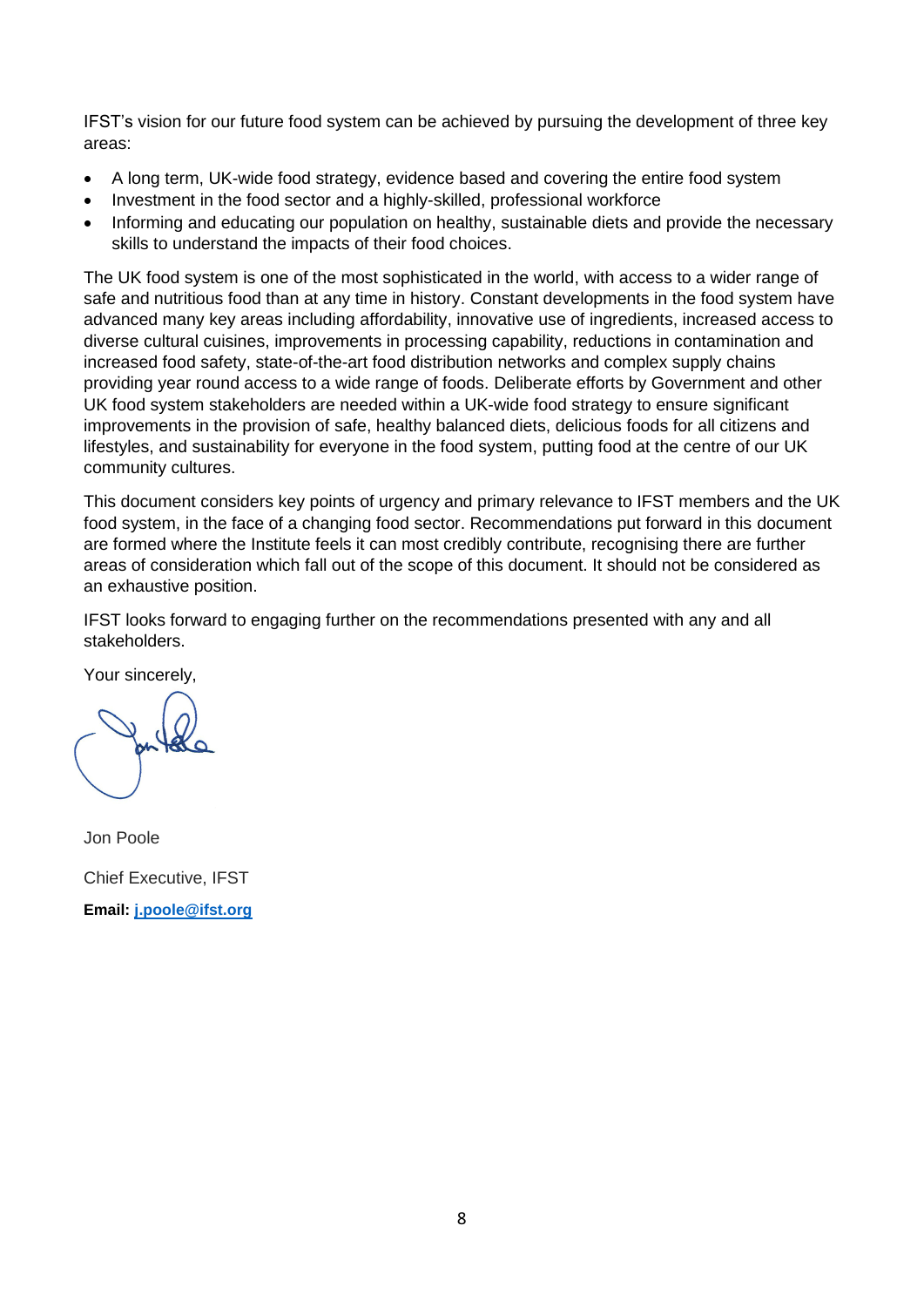IFST's vision for our future food system can be achieved by pursuing the development of three key areas:

- A long term, UK-wide food strategy, evidence based and covering the entire food system
- Investment in the food sector and a highly-skilled, professional workforce
- Informing and educating our population on healthy, sustainable diets and provide the necessary skills to understand the impacts of their food choices.

The UK food system is one of the most sophisticated in the world, with access to a wider range of safe and nutritious food than at any time in history. Constant developments in the food system have advanced many key areas including affordability, innovative use of ingredients, increased access to diverse cultural cuisines, improvements in processing capability, reductions in contamination and increased food safety, state-of-the-art food distribution networks and complex supply chains providing year round access to a wide range of foods. Deliberate efforts by Government and other UK food system stakeholders are needed within a UK-wide food strategy to ensure significant improvements in the provision of safe, healthy balanced diets, delicious foods for all citizens and lifestyles, and sustainability for everyone in the food system, putting food at the centre of our UK community cultures.

This document considers key points of urgency and primary relevance to IFST members and the UK food system, in the face of a changing food sector. Recommendations put forward in this document are formed where the Institute feels it can most credibly contribute, recognising there are further areas of consideration which fall out of the scope of this document. It should not be considered as an exhaustive position.

IFST looks forward to engaging further on the recommendations presented with any and all stakeholders.

Your sincerely,

Jon Poole

Chief Executive, IFST

**Email:** [j.poole@ifst.org](mailto:j.poole@ifst.org)